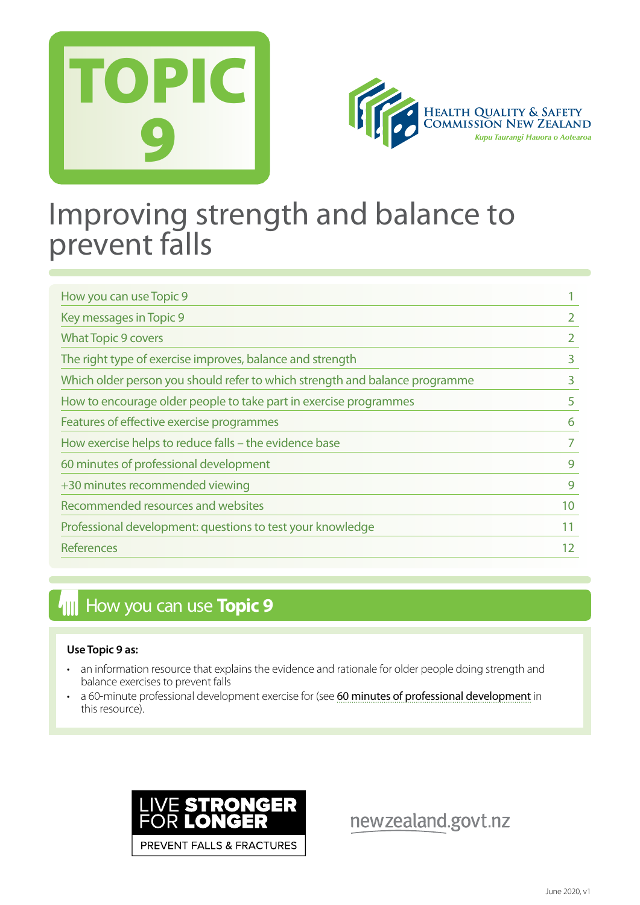# TOPIC 9

Health Quality & Safety Commission New Zealand

*Kupu Taurangi Hauora o Aotearoa*

# Improving strength and balance to prevent falls

| | |
|---|---|
| How you can use Topic 9 | 1 |
| Key messages in Topic 9 | 2 |
| What Topic 9 covers | 2 |
| The right type of exercise improves, balance and strength | 3 |
| Which older person you should refer to which strength and balance programme | 3 |
| How to encourage older people to take part in exercise programmes | 5 |
| Features of effective exercise programmes | 6 |
| How exercise helps to reduce falls – the evidence base | 7 |
| 60 minutes of professional development | 9 |
| +30 minutes recommended viewing | 9 |
| Recommended resources and websites | 10 |
| Professional development: questions to test your knowledge | 11 |
| References | 12 |

## How you can use **Topic 9**

**Use Topic 9 as:**

- an information resource that explains the evidence and rationale for older people doing strength and balance exercises to prevent falls
- a 60-minute professional development exercise for (see 60 minutes of professional development in this resource).

LIVE **STRONGER** FOR **LONGER**

PREVENT FALLS & FRACTURES

newzealand.govt.nz

June 2020, v1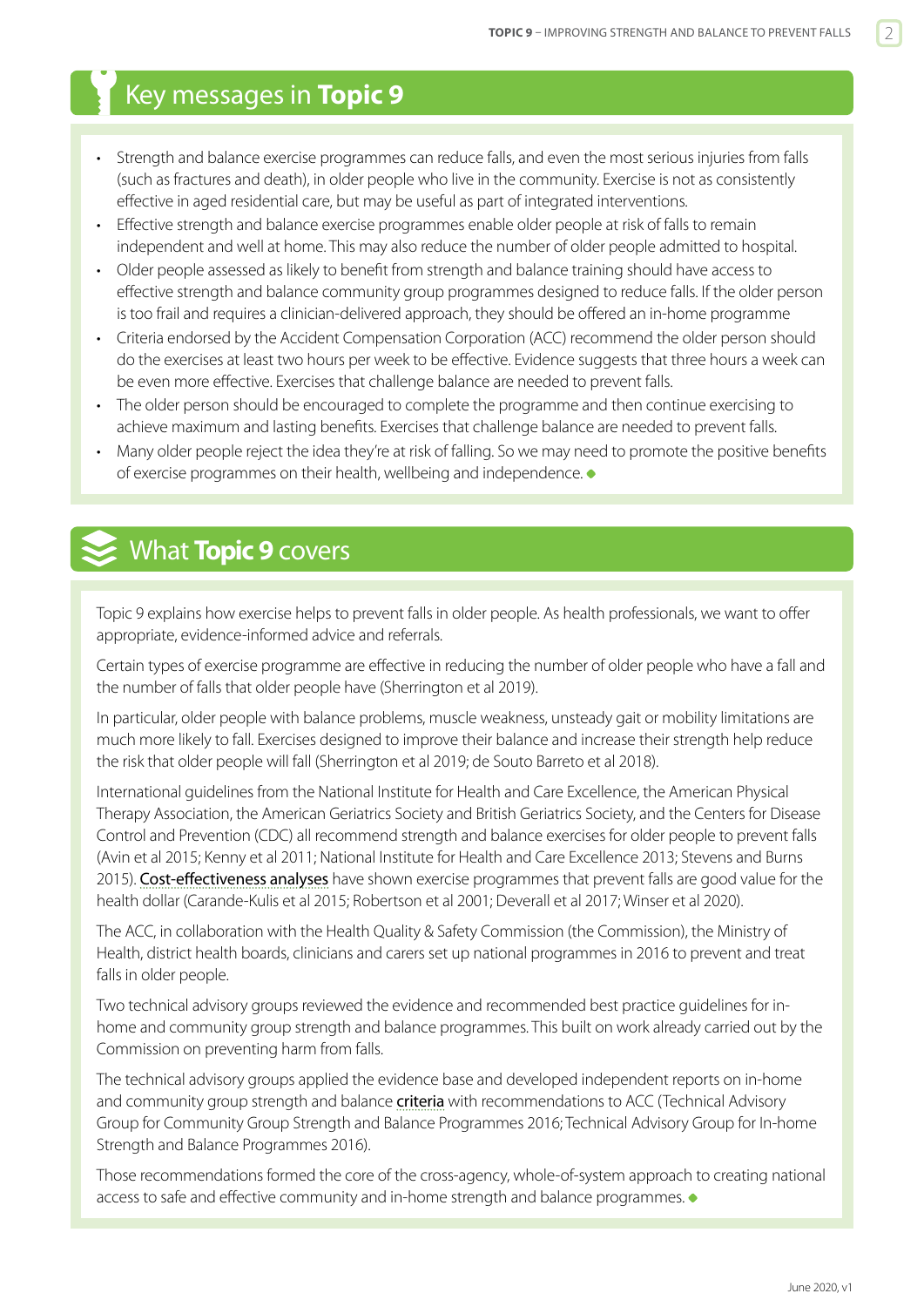## Key messages in **Topic 9**

- Strength and balance exercise programmes can reduce falls, and even the most serious injuries from falls (such as fractures and death), in older people who live in the community. Exercise is not as consistently effective in aged residential care, but may be useful as part of integrated interventions.
- Effective strength and balance exercise programmes enable older people at risk of falls to remain independent and well at home. This may also reduce the number of older people admitted to hospital.
- Older people assessed as likely to benefit from strength and balance training should have access to effective strength and balance community group programmes designed to reduce falls. If the older person is too frail and requires a clinician-delivered approach, they should be offered an in-home programme
- Criteria endorsed by the Accident Compensation Corporation (ACC) recommend the older person should do the exercises at least two hours per week to be effective. Evidence suggests that three hours a week can be even more effective. Exercises that challenge balance are needed to prevent falls.
- The older person should be encouraged to complete the programme and then continue exercising to achieve maximum and lasting benefits. Exercises that challenge balance are needed to prevent falls.
- Many older people reject the idea they're at risk of falling. So we may need to promote the positive benefits of exercise programmes on their health, wellbeing and independence. ◆

## What **Topic 9** covers

Topic 9 explains how exercise helps to prevent falls in older people. As health professionals, we want to offer appropriate, evidence-informed advice and referrals.

Certain types of exercise programme are effective in reducing the number of older people who have a fall and the number of falls that older people have (Sherrington et al 2019).

In particular, older people with balance problems, muscle weakness, unsteady gait or mobility limitations are much more likely to fall. Exercises designed to improve their balance and increase their strength help reduce the risk that older people will fall (Sherrington et al 2019; de Souto Barreto et al 2018).

International guidelines from the National Institute for Health and Care Excellence, the American Physical Therapy Association, the American Geriatrics Society and British Geriatrics Society, and the Centers for Disease Control and Prevention (CDC) all recommend strength and balance exercises for older people to prevent falls (Avin et al 2015; Kenny et al 2011; National Institute for Health and Care Excellence 2013; Stevens and Burns 2015). Cost-effectiveness analyses have shown exercise programmes that prevent falls are good value for the health dollar (Carande-Kulis et al 2015; Robertson et al 2001; Deverall et al 2017; Winser et al 2020).

The ACC, in collaboration with the Health Quality & Safety Commission (the Commission), the Ministry of Health, district health boards, clinicians and carers set up national programmes in 2016 to prevent and treat falls in older people.

Two technical advisory groups reviewed the evidence and recommended best practice guidelines for in-home and community group strength and balance programmes. This built on work already carried out by the Commission on preventing harm from falls.

The technical advisory groups applied the evidence base and developed independent reports on in-home and community group strength and balance criteria with recommendations to ACC (Technical Advisory Group for Community Group Strength and Balance Programmes 2016; Technical Advisory Group for In-home Strength and Balance Programmes 2016).

Those recommendations formed the core of the cross-agency, whole-of-system approach to creating national access to safe and effective community and in-home strength and balance programmes. ◆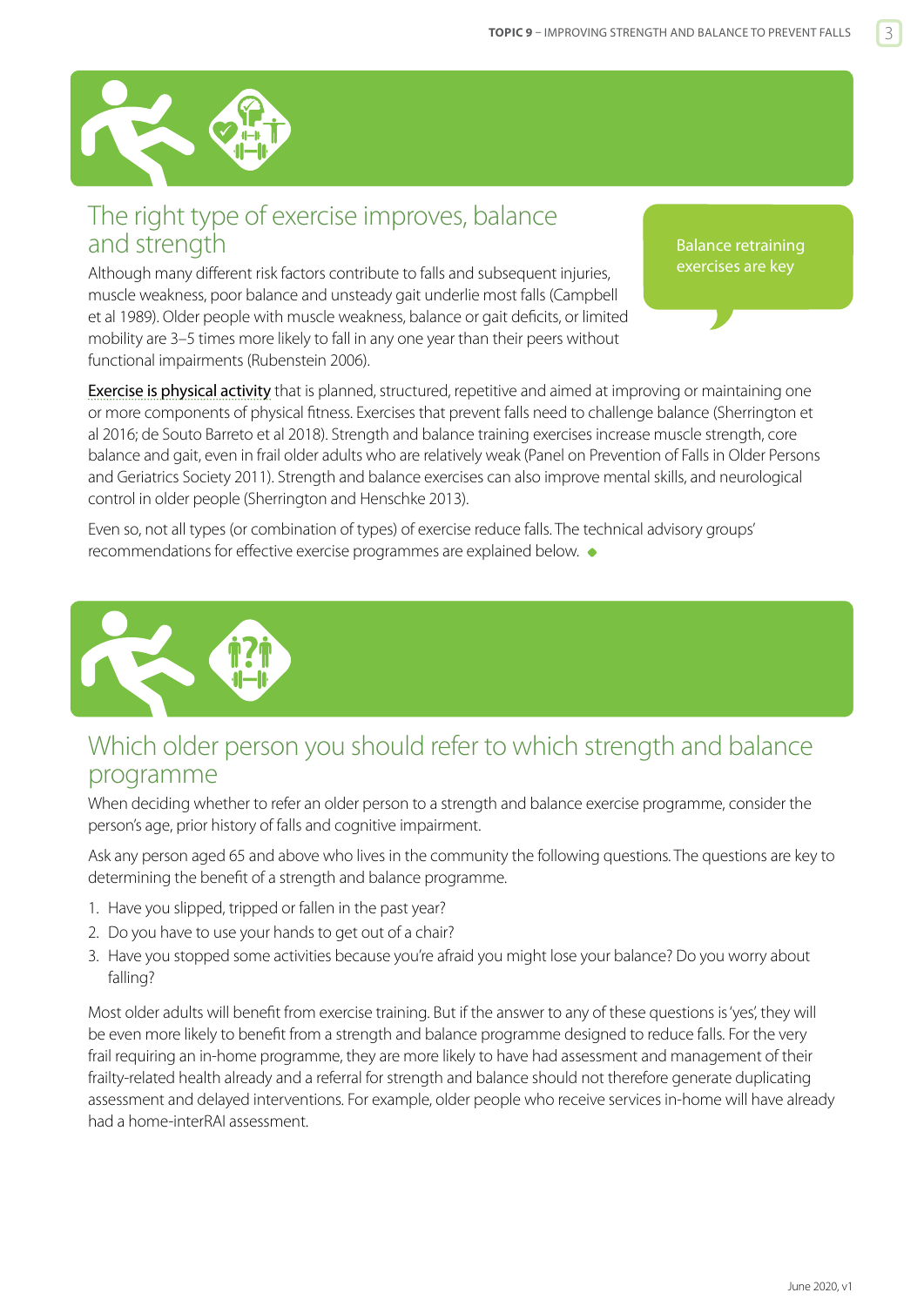## The right type of exercise improves, balance and strength

Balance retraining exercises are key

Although many different risk factors contribute to falls and subsequent injuries, muscle weakness, poor balance and unsteady gait underlie most falls (Campbell et al 1989). Older people with muscle weakness, balance or gait deficits, or limited mobility are 3–5 times more likely to fall in any one year than their peers without functional impairments (Rubenstein 2006).

Exercise is physical activity that is planned, structured, repetitive and aimed at improving or maintaining one or more components of physical fitness. Exercises that prevent falls need to challenge balance (Sherrington et al 2016; de Souto Barreto et al 2018). Strength and balance training exercises increase muscle strength, core balance and gait, even in frail older adults who are relatively weak (Panel on Prevention of Falls in Older Persons and Geriatrics Society 2011). Strength and balance exercises can also improve mental skills, and neurological control in older people (Sherrington and Henschke 2013).

Even so, not all types (or combination of types) of exercise reduce falls. The technical advisory groups' recommendations for effective exercise programmes are explained below.

## Which older person you should refer to which strength and balance programme

When deciding whether to refer an older person to a strength and balance exercise programme, consider the person's age, prior history of falls and cognitive impairment.

Ask any person aged 65 and above who lives in the community the following questions. The questions are key to determining the benefit of a strength and balance programme.

1. Have you slipped, tripped or fallen in the past year?
2. Do you have to use your hands to get out of a chair?
3. Have you stopped some activities because you're afraid you might lose your balance? Do you worry about falling?

Most older adults will benefit from exercise training. But if the answer to any of these questions is 'yes', they will be even more likely to benefit from a strength and balance programme designed to reduce falls. For the very frail requiring an in-home programme, they are more likely to have had assessment and management of their frailty-related health already and a referral for strength and balance should not therefore generate duplicating assessment and delayed interventions. For example, older people who receive services in-home will have already had a home-interRAI assessment.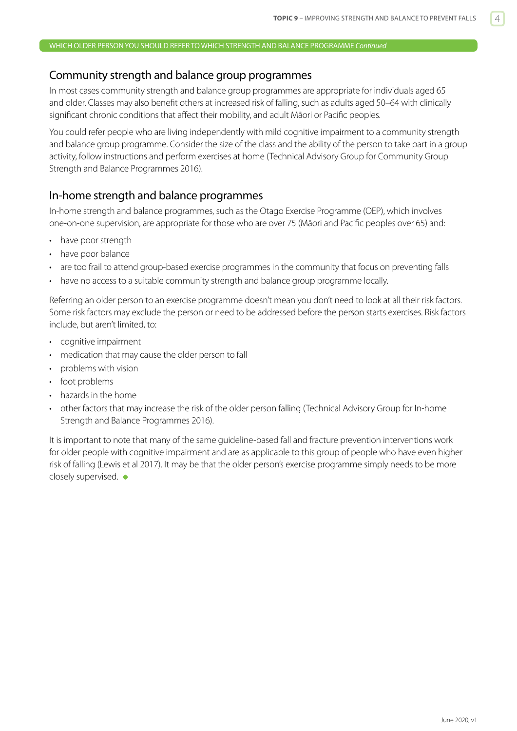WHICH OLDER PERSON YOU SHOULD REFER TO WHICH STRENGTH AND BALANCE PROGRAMME *Continued*

## Community strength and balance group programmes

In most cases community strength and balance group programmes are appropriate for individuals aged 65 and older. Classes may also benefit others at increased risk of falling, such as adults aged 50–64 with clinically significant chronic conditions that affect their mobility, and adult Māori or Pacific peoples.

You could refer people who are living independently with mild cognitive impairment to a community strength and balance group programme. Consider the size of the class and the ability of the person to take part in a group activity, follow instructions and perform exercises at home (Technical Advisory Group for Community Group Strength and Balance Programmes 2016).

## In-home strength and balance programmes

In-home strength and balance programmes, such as the Otago Exercise Programme (OEP), which involves one-on-one supervision, are appropriate for those who are over 75 (Māori and Pacific peoples over 65) and:

- have poor strength
- have poor balance
- are too frail to attend group-based exercise programmes in the community that focus on preventing falls
- have no access to a suitable community strength and balance group programme locally.

Referring an older person to an exercise programme doesn't mean you don't need to look at all their risk factors. Some risk factors may exclude the person or need to be addressed before the person starts exercises. Risk factors include, but aren't limited, to:

- cognitive impairment
- medication that may cause the older person to fall
- problems with vision
- foot problems
- hazards in the home
- other factors that may increase the risk of the older person falling (Technical Advisory Group for In-home Strength and Balance Programmes 2016).

It is important to note that many of the same guideline-based fall and fracture prevention interventions work for older people with cognitive impairment and are as applicable to this group of people who have even higher risk of falling (Lewis et al 2017). It may be that the older person's exercise programme simply needs to be more closely supervised. ◆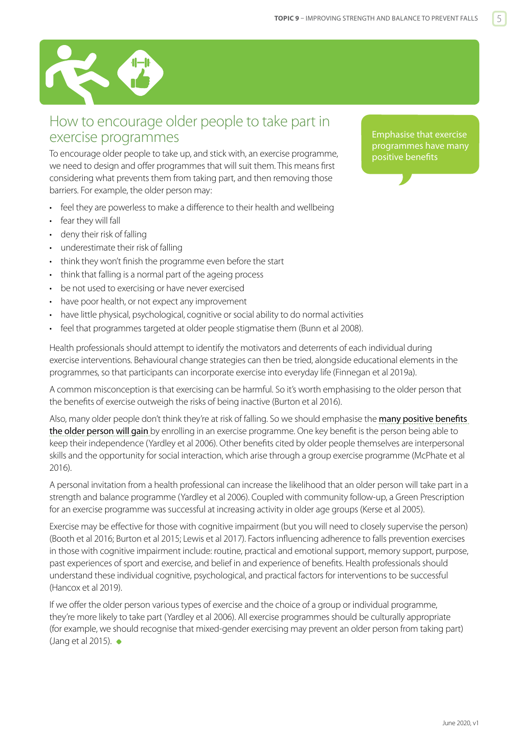## How to encourage older people to take part in exercise programmes

Emphasise that exercise programmes have many positive benefits

To encourage older people to take up, and stick with, an exercise programme, we need to design and offer programmes that will suit them. This means first considering what prevents them from taking part, and then removing those barriers. For example, the older person may:

- feel they are powerless to make a difference to their health and wellbeing
- fear they will fall
- deny their risk of falling
- underestimate their risk of falling
- think they won't finish the programme even before the start
- think that falling is a normal part of the ageing process
- be not used to exercising or have never exercised
- have poor health, or not expect any improvement
- have little physical, psychological, cognitive or social ability to do normal activities
- feel that programmes targeted at older people stigmatise them (Bunn et al 2008).

Health professionals should attempt to identify the motivators and deterrents of each individual during exercise interventions. Behavioural change strategies can then be tried, alongside educational elements in the programmes, so that participants can incorporate exercise into everyday life (Finnegan et al 2019a).

A common misconception is that exercising can be harmful. So it's worth emphasising to the older person that the benefits of exercise outweigh the risks of being inactive (Burton et al 2016).

Also, many older people don't think they're at risk of falling. So we should emphasise the many positive benefits the older person will gain by enrolling in an exercise programme. One key benefit is the person being able to keep their independence (Yardley et al 2006). Other benefits cited by older people themselves are interpersonal skills and the opportunity for social interaction, which arise through a group exercise programme (McPhate et al 2016).

A personal invitation from a health professional can increase the likelihood that an older person will take part in a strength and balance programme (Yardley et al 2006). Coupled with community follow-up, a Green Prescription for an exercise programme was successful at increasing activity in older age groups (Kerse et al 2005).

Exercise may be effective for those with cognitive impairment (but you will need to closely supervise the person) (Booth et al 2016; Burton et al 2015; Lewis et al 2017). Factors influencing adherence to falls prevention exercises in those with cognitive impairment include: routine, practical and emotional support, memory support, purpose, past experiences of sport and exercise, and belief in and experience of benefits. Health professionals should understand these individual cognitive, psychological, and practical factors for interventions to be successful (Hancox et al 2019).

If we offer the older person various types of exercise and the choice of a group or individual programme, they're more likely to take part (Yardley et al 2006). All exercise programmes should be culturally appropriate (for example, we should recognise that mixed-gender exercising may prevent an older person from taking part) (Jang et al 2015).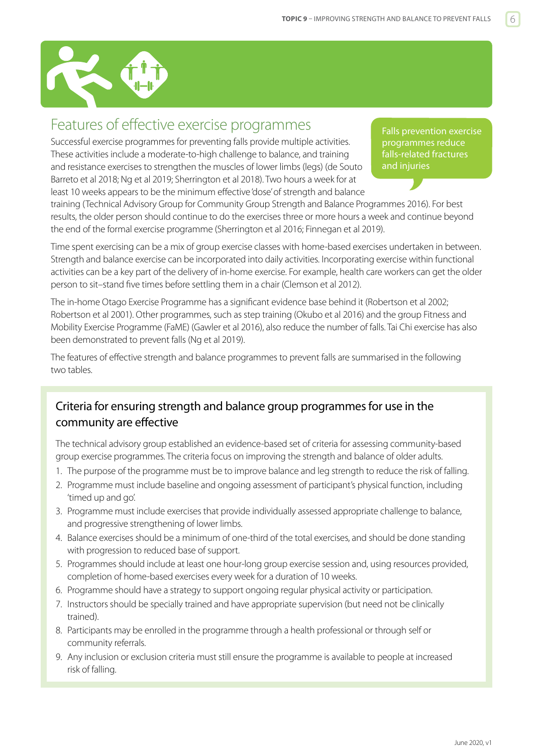## Features of effective exercise programmes

Successful exercise programmes for preventing falls provide multiple activities. These activities include a moderate-to-high challenge to balance, and training and resistance exercises to strengthen the muscles of lower limbs (legs) (de Souto Barreto et al 2018; Ng et al 2019; Sherrington et al 2018). Two hours a week for at least 10 weeks appears to be the minimum effective 'dose' of strength and balance training (Technical Advisory Group for Community Group Strength and Balance Programmes 2016). For best results, the older person should continue to do the exercises three or more hours a week and continue beyond the end of the formal exercise programme (Sherrington et al 2016; Finnegan et al 2019).

Falls prevention exercise programmes reduce falls-related fractures and injuries

Time spent exercising can be a mix of group exercise classes with home-based exercises undertaken in between. Strength and balance exercise can be incorporated into daily activities. Incorporating exercise within functional activities can be a key part of the delivery of in-home exercise. For example, health care workers can get the older person to sit–stand five times before settling them in a chair (Clemson et al 2012).

The in-home Otago Exercise Programme has a significant evidence base behind it (Robertson et al 2002; Robertson et al 2001). Other programmes, such as step training (Okubo et al 2016) and the group Fitness and Mobility Exercise Programme (FaME) (Gawler et al 2016), also reduce the number of falls. Tai Chi exercise has also been demonstrated to prevent falls (Ng et al 2019).

The features of effective strength and balance programmes to prevent falls are summarised in the following two tables.

### Criteria for ensuring strength and balance group programmes for use in the community are effective

The technical advisory group established an evidence-based set of criteria for assessing community-based group exercise programmes. The criteria focus on improving the strength and balance of older adults.

1. The purpose of the programme must be to improve balance and leg strength to reduce the risk of falling.
2. Programme must include baseline and ongoing assessment of participant's physical function, including 'timed up and go'.
3. Programme must include exercises that provide individually assessed appropriate challenge to balance, and progressive strengthening of lower limbs.
4. Balance exercises should be a minimum of one-third of the total exercises, and should be done standing with progression to reduced base of support.
5. Programmes should include at least one hour-long group exercise session and, using resources provided, completion of home-based exercises every week for a duration of 10 weeks.
6. Programme should have a strategy to support ongoing regular physical activity or participation.
7. Instructors should be specially trained and have appropriate supervision (but need not be clinically trained).
8. Participants may be enrolled in the programme through a health professional or through self or community referrals.
9. Any inclusion or exclusion criteria must still ensure the programme is available to people at increased risk of falling.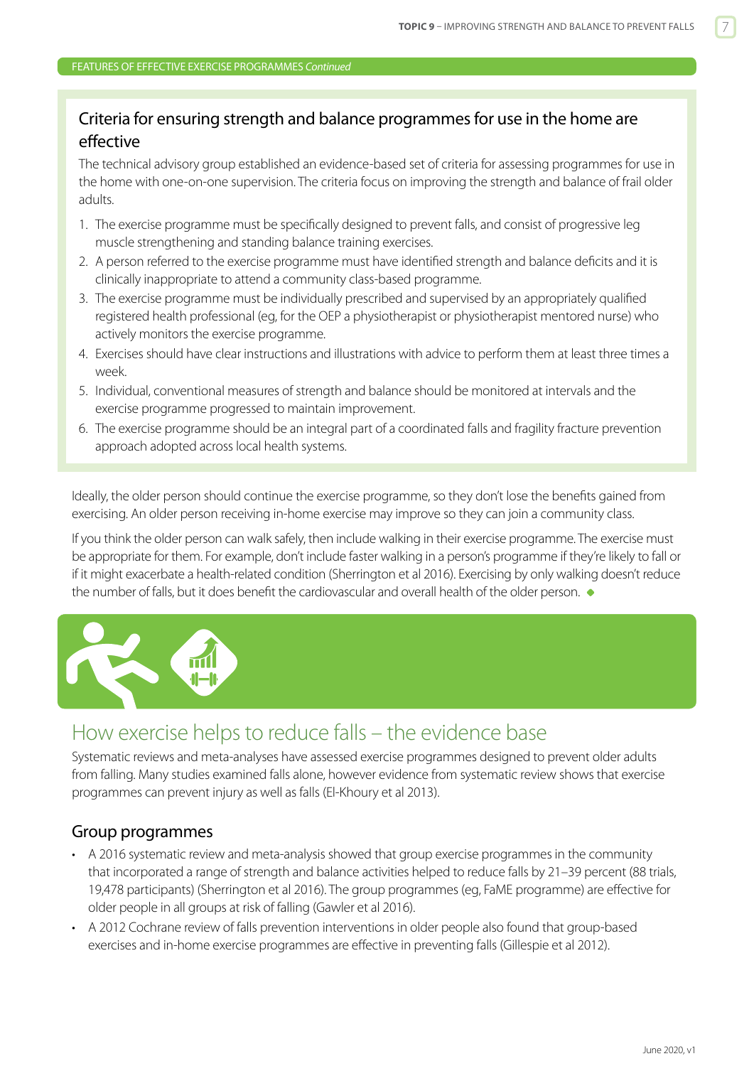FEATURES OF EFFECTIVE EXERCISE PROGRAMMES *Continued*

### Criteria for ensuring strength and balance programmes for use in the home are effective

The technical advisory group established an evidence-based set of criteria for assessing programmes for use in the home with one-on-one supervision. The criteria focus on improving the strength and balance of frail older adults.

1. The exercise programme must be specifically designed to prevent falls, and consist of progressive leg muscle strengthening and standing balance training exercises.
2. A person referred to the exercise programme must have identified strength and balance deficits and it is clinically inappropriate to attend a community class-based programme.
3. The exercise programme must be individually prescribed and supervised by an appropriately qualified registered health professional (eg, for the OEP a physiotherapist or physiotherapist mentored nurse) who actively monitors the exercise programme.
4. Exercises should have clear instructions and illustrations with advice to perform them at least three times a week.
5. Individual, conventional measures of strength and balance should be monitored at intervals and the exercise programme progressed to maintain improvement.
6. The exercise programme should be an integral part of a coordinated falls and fragility fracture prevention approach adopted across local health systems.

Ideally, the older person should continue the exercise programme, so they don't lose the benefits gained from exercising. An older person receiving in-home exercise may improve so they can join a community class.

If you think the older person can walk safely, then include walking in their exercise programme. The exercise must be appropriate for them. For example, don't include faster walking in a person's programme if they're likely to fall or if it might exacerbate a health-related condition (Sherrington et al 2016). Exercising by only walking doesn't reduce the number of falls, but it does benefit the cardiovascular and overall health of the older person.

## How exercise helps to reduce falls – the evidence base

Systematic reviews and meta-analyses have assessed exercise programmes designed to prevent older adults from falling. Many studies examined falls alone, however evidence from systematic review shows that exercise programmes can prevent injury as well as falls (El-Khoury et al 2013).

### Group programmes

- A 2016 systematic review and meta-analysis showed that group exercise programmes in the community that incorporated a range of strength and balance activities helped to reduce falls by 21–39 percent (88 trials, 19,478 participants) (Sherrington et al 2016). The group programmes (eg, FaME programme) are effective for older people in all groups at risk of falling (Gawler et al 2016).
- A 2012 Cochrane review of falls prevention interventions in older people also found that group-based exercises and in-home exercise programmes are effective in preventing falls (Gillespie et al 2012).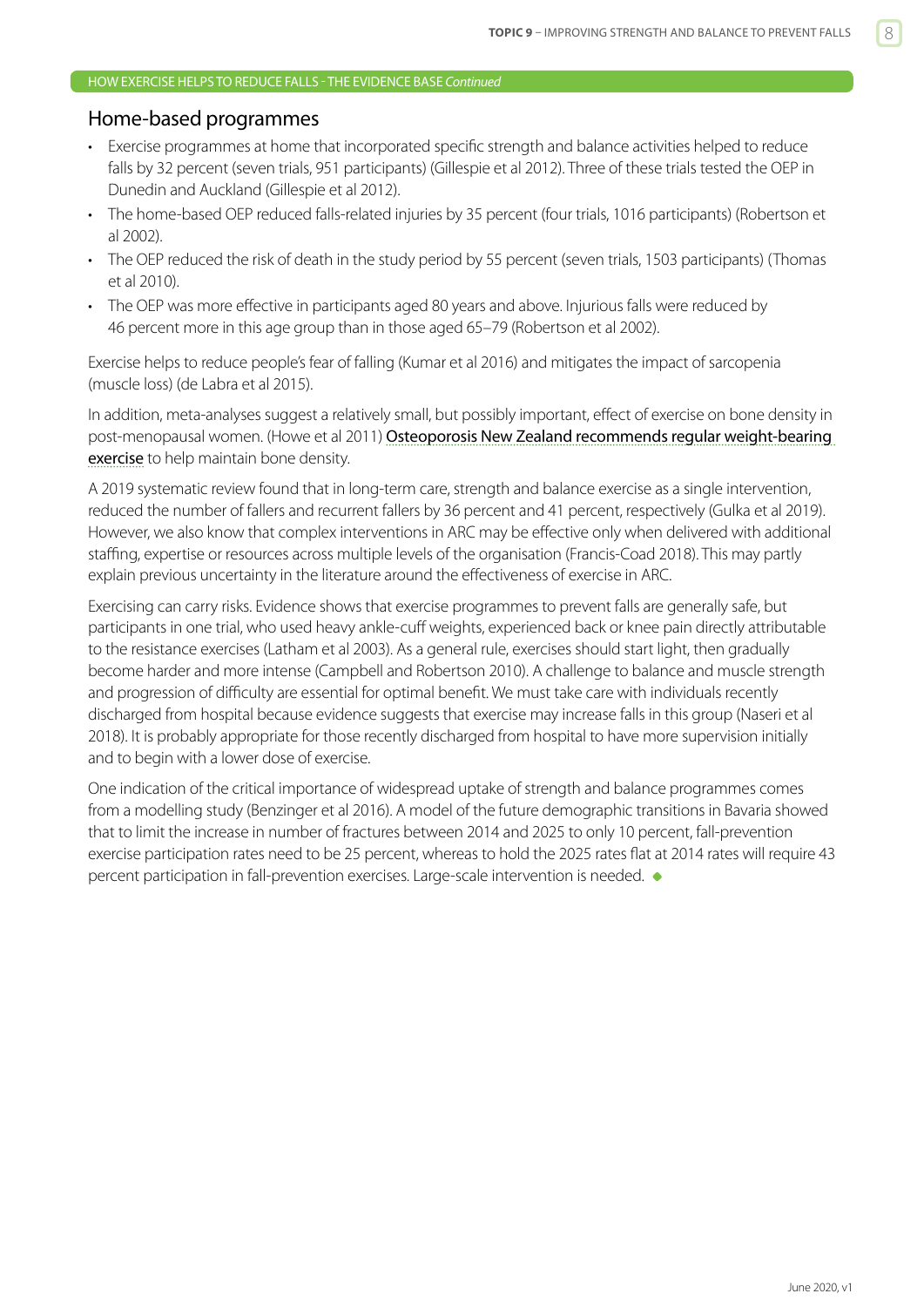HOW EXERCISE HELPS TO REDUCE FALLS - THE EVIDENCE BASE *Continued*

## Home-based programmes

- Exercise programmes at home that incorporated specific strength and balance activities helped to reduce falls by 32 percent (seven trials, 951 participants) (Gillespie et al 2012). Three of these trials tested the OEP in Dunedin and Auckland (Gillespie et al 2012).
- The home-based OEP reduced falls-related injuries by 35 percent (four trials, 1016 participants) (Robertson et al 2002).
- The OEP reduced the risk of death in the study period by 55 percent (seven trials, 1503 participants) (Thomas et al 2010).
- The OEP was more effective in participants aged 80 years and above. Injurious falls were reduced by 46 percent more in this age group than in those aged 65–79 (Robertson et al 2002).

Exercise helps to reduce people's fear of falling (Kumar et al 2016) and mitigates the impact of sarcopenia (muscle loss) (de Labra et al 2015).

In addition, meta-analyses suggest a relatively small, but possibly important, effect of exercise on bone density in post-menopausal women. (Howe et al 2011) Osteoporosis New Zealand recommends regular weight-bearing exercise to help maintain bone density.

A 2019 systematic review found that in long-term care, strength and balance exercise as a single intervention, reduced the number of fallers and recurrent fallers by 36 percent and 41 percent, respectively (Gulka et al 2019). However, we also know that complex interventions in ARC may be effective only when delivered with additional staffing, expertise or resources across multiple levels of the organisation (Francis-Coad 2018). This may partly explain previous uncertainty in the literature around the effectiveness of exercise in ARC.

Exercising can carry risks. Evidence shows that exercise programmes to prevent falls are generally safe, but participants in one trial, who used heavy ankle-cuff weights, experienced back or knee pain directly attributable to the resistance exercises (Latham et al 2003). As a general rule, exercises should start light, then gradually become harder and more intense (Campbell and Robertson 2010). A challenge to balance and muscle strength and progression of difficulty are essential for optimal benefit. We must take care with individuals recently discharged from hospital because evidence suggests that exercise may increase falls in this group (Naseri et al 2018). It is probably appropriate for those recently discharged from hospital to have more supervision initially and to begin with a lower dose of exercise.

One indication of the critical importance of widespread uptake of strength and balance programmes comes from a modelling study (Benzinger et al 2016). A model of the future demographic transitions in Bavaria showed that to limit the increase in number of fractures between 2014 and 2025 to only 10 percent, fall-prevention exercise participation rates need to be 25 percent, whereas to hold the 2025 rates flat at 2014 rates will require 43 percent participation in fall-prevention exercises. Large-scale intervention is needed. ◆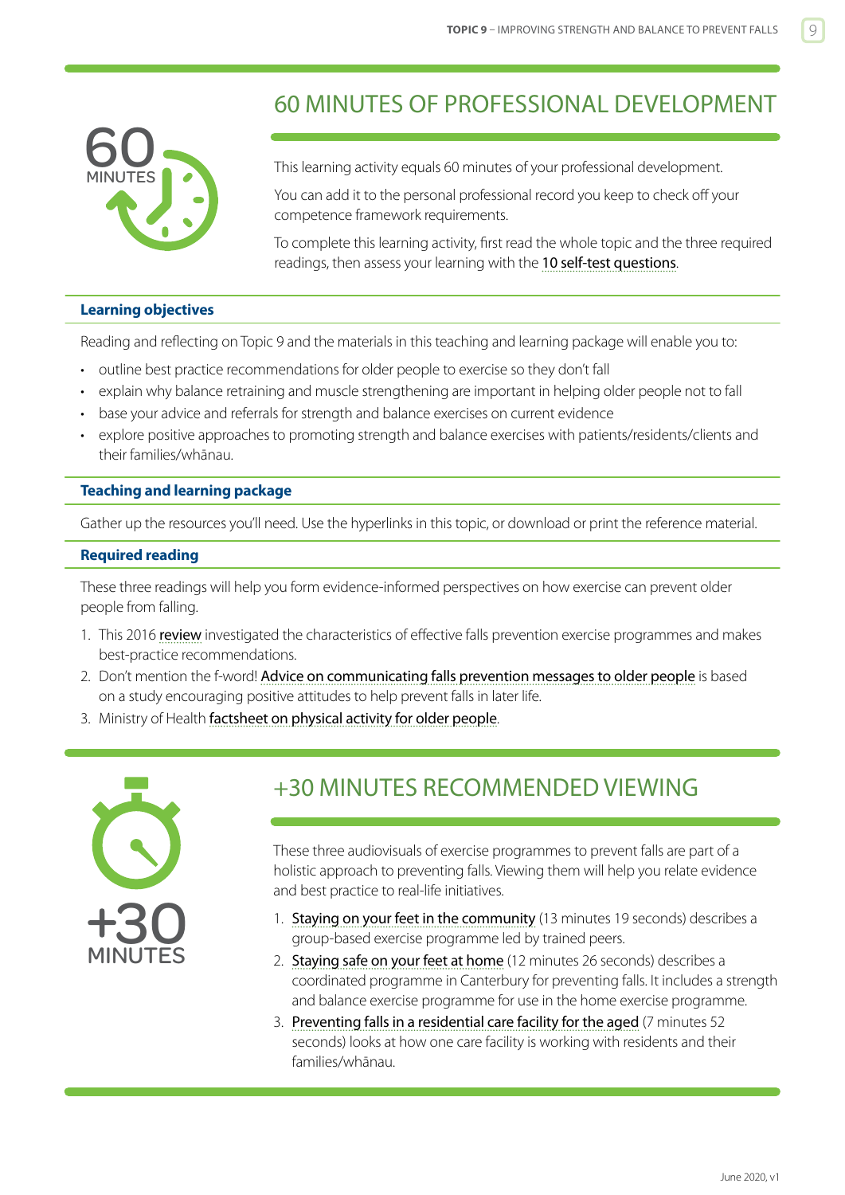## 60 MINUTES OF PROFESSIONAL DEVELOPMENT

This learning activity equals 60 minutes of your professional development.

You can add it to the personal professional record you keep to check off your competence framework requirements.

To complete this learning activity, first read the whole topic and the three required readings, then assess your learning with the 10 self-test questions.

### Learning objectives

Reading and reflecting on Topic 9 and the materials in this teaching and learning package will enable you to:

- outline best practice recommendations for older people to exercise so they don't fall
- explain why balance retraining and muscle strengthening are important in helping older people not to fall
- base your advice and referrals for strength and balance exercises on current evidence
- explore positive approaches to promoting strength and balance exercises with patients/residents/clients and their families/whānau.

### Teaching and learning package

Gather up the resources you'll need. Use the hyperlinks in this topic, or download or print the reference material.

### Required reading

These three readings will help you form evidence-informed perspectives on how exercise can prevent older people from falling.

1. This 2016 review investigated the characteristics of effective falls prevention exercise programmes and makes best-practice recommendations.
2. Don't mention the f-word! Advice on communicating falls prevention messages to older people is based on a study encouraging positive attitudes to help prevent falls in later life.
3. Ministry of Health factsheet on physical activity for older people.

## +30 MINUTES RECOMMENDED VIEWING

These three audiovisuals of exercise programmes to prevent falls are part of a holistic approach to preventing falls. Viewing them will help you relate evidence and best practice to real-life initiatives.

1. Staying on your feet in the community (13 minutes 19 seconds) describes a group-based exercise programme led by trained peers.
2. Staying safe on your feet at home (12 minutes 26 seconds) describes a coordinated programme in Canterbury for preventing falls. It includes a strength and balance exercise programme for use in the home exercise programme.
3. Preventing falls in a residential care facility for the aged (7 minutes 52 seconds) looks at how one care facility is working with residents and their families/whānau.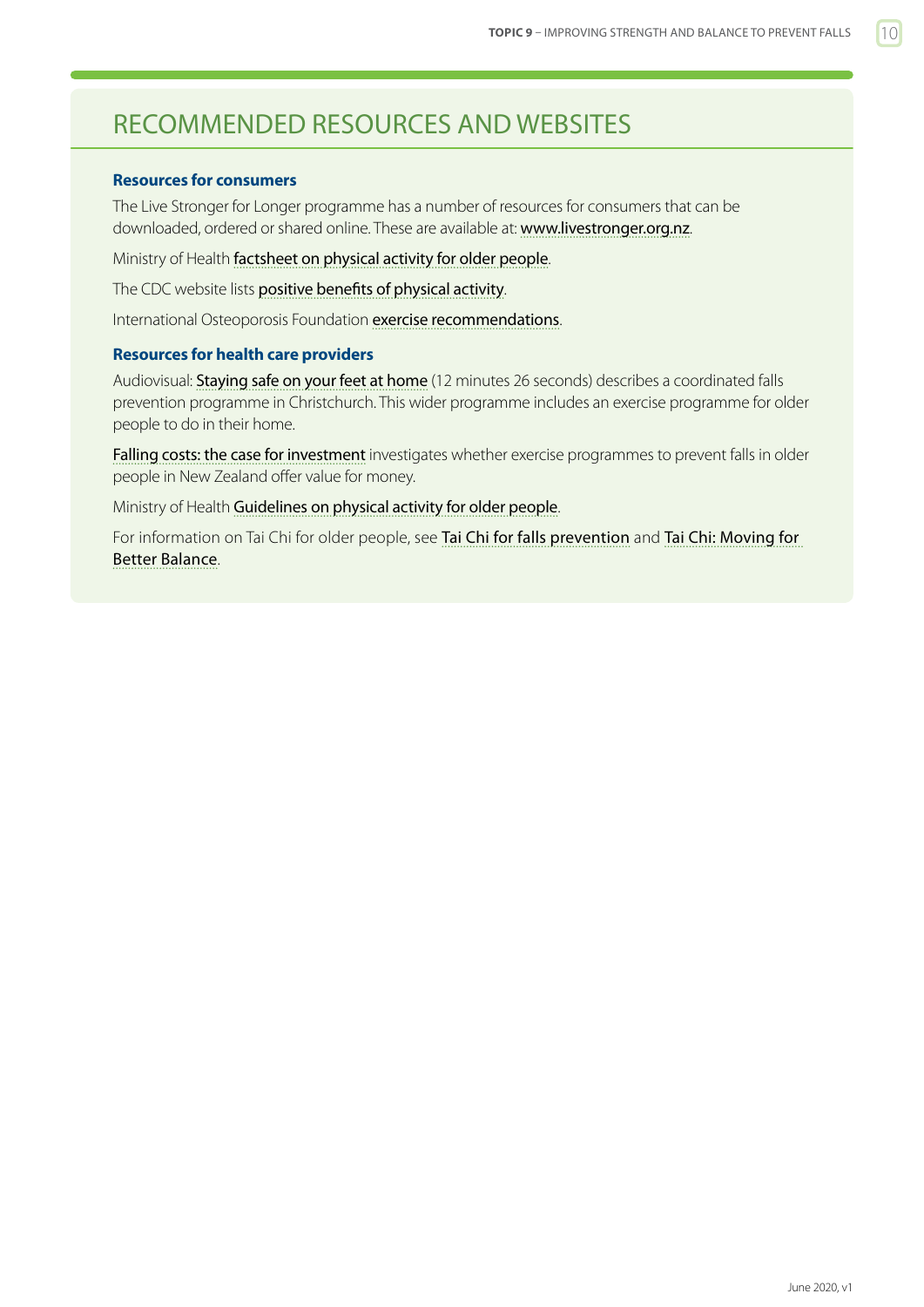## RECOMMENDED RESOURCES AND WEBSITES

### Resources for consumers

The Live Stronger for Longer programme has a number of resources for consumers that can be downloaded, ordered or shared online. These are available at: www.livestronger.org.nz.

Ministry of Health factsheet on physical activity for older people.

The CDC website lists positive benefits of physical activity.

International Osteoporosis Foundation exercise recommendations.

### Resources for health care providers

Audiovisual: Staying safe on your feet at home (12 minutes 26 seconds) describes a coordinated falls prevention programme in Christchurch. This wider programme includes an exercise programme for older people to do in their home.

Falling costs: the case for investment investigates whether exercise programmes to prevent falls in older people in New Zealand offer value for money.

Ministry of Health Guidelines on physical activity for older people.

For information on Tai Chi for older people, see Tai Chi for falls prevention and Tai Chi: Moving for Better Balance.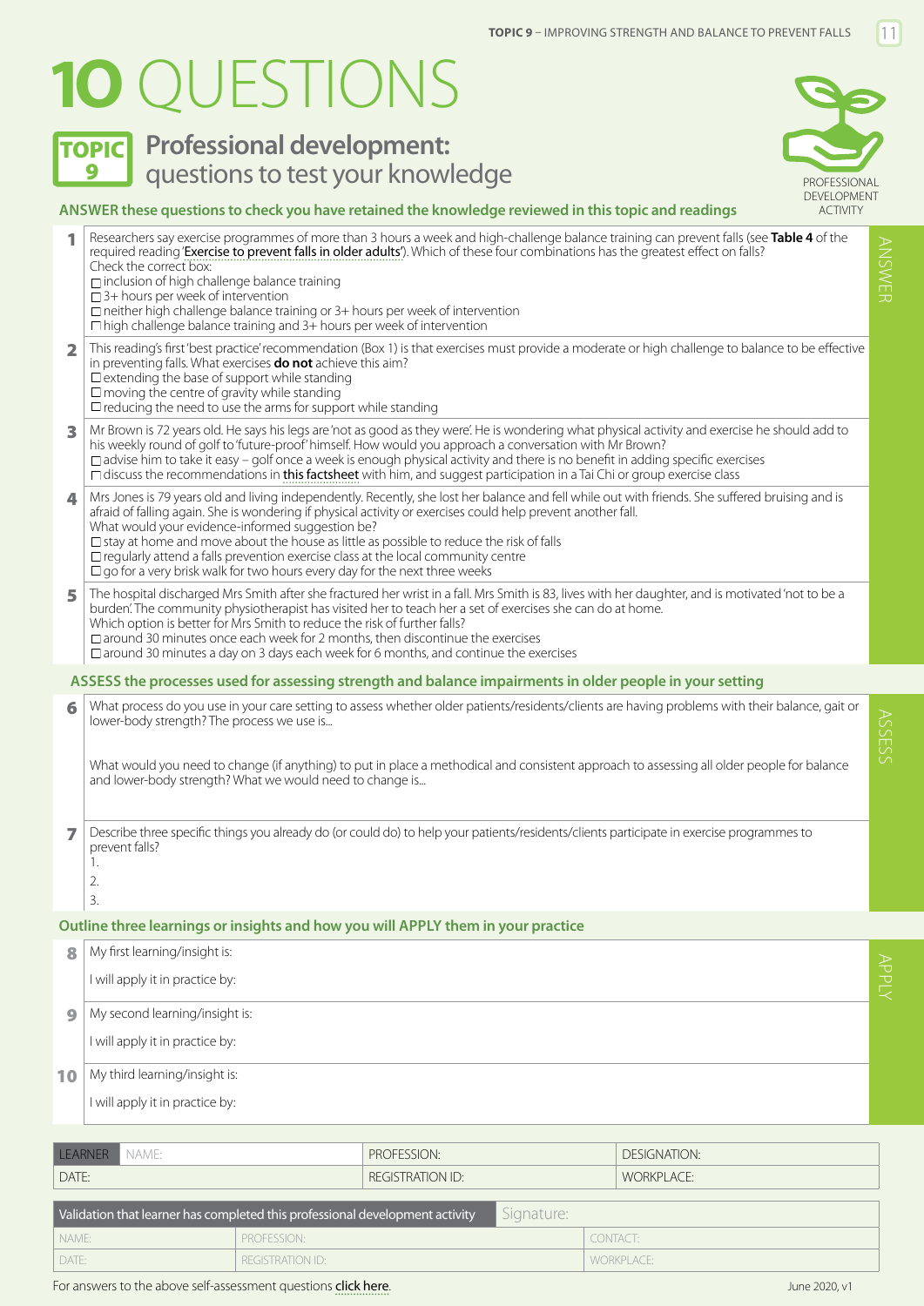# 10 QUESTIONS

## TOPIC 9 Professional development: questions to test your knowledge

PROFESSIONAL DEVELOPMENT ACTIVITY

### ANSWER these questions to check you have retained the knowledge reviewed in this topic and readings

**1** Researchers say exercise programmes of more than 3 hours a week and high-challenge balance training can prevent falls (see **Table 4** of the required reading 'Exercise to prevent falls in older adults'). Which of these four combinations has the greatest effect on falls?
Check the correct box:

- ☐ inclusion of high challenge balance training
- ☐ 3+ hours per week of intervention
- ☐ neither high challenge balance training or 3+ hours per week of intervention
- ☐ high challenge balance training and 3+ hours per week of intervention

**2** This reading's first 'best practice' recommendation (Box 1) is that exercises must provide a moderate or high challenge to balance to be effective in preventing falls. What exercises **do not** achieve this aim?

- ☐ extending the base of support while standing
- ☐ moving the centre of gravity while standing
- ☐ reducing the need to use the arms for support while standing

**3** Mr Brown is 72 years old. He says his legs are 'not as good as they were'. He is wondering what physical activity and exercise he should add to his weekly round of golf to 'future-proof' himself. How would you approach a conversation with Mr Brown?

- ☐ advise him to take it easy – golf once a week is enough physical activity and there is no benefit in adding specific exercises
- ☐ discuss the recommendations in this factsheet with him, and suggest participation in a Tai Chi or group exercise class

**4** Mrs Jones is 79 years old and living independently. Recently, she lost her balance and fell while out with friends. She suffered bruising and is afraid of falling again. She is wondering if physical activity or exercises could help prevent another fall.
What would your evidence-informed suggestion be?

- ☐ stay at home and move about the house as little as possible to reduce the risk of falls
- ☐ regularly attend a falls prevention exercise class at the local community centre
- ☐ go for a very brisk walk for two hours every day for the next three weeks

**5** The hospital discharged Mrs Smith after she fractured her wrist in a fall. Mrs Smith is 83, lives with her daughter, and is motivated 'not to be a burden'. The community physiotherapist has visited her to teach her a set of exercises she can do at home.
Which option is better for Mrs Smith to reduce the risk of further falls?

- ☐ around 30 minutes once each week for 2 months, then discontinue the exercises
- ☐ around 30 minutes a day on 3 days each week for 6 months, and continue the exercises

### ASSESS the processes used for assessing strength and balance impairments in older people in your setting

**6** What process do you use in your care setting to assess whether older patients/residents/clients are having problems with their balance, gait or lower-body strength? The process we use is...

What would you need to change (if anything) to put in place a methodical and consistent approach to assessing all older people for balance and lower-body strength? What we would need to change is...

**7** Describe three specific things you already do (or could do) to help your patients/residents/clients participate in exercise programmes to prevent falls?

1.
2.
3.

### Outline three learnings or insights and how you will APPLY them in your practice

**8** My first learning/insight is:

I will apply it in practice by:

**9** My second learning/insight is:

I will apply it in practice by:

**10** My third learning/insight is:

I will apply it in practice by:

| LEARNER NAME: | PROFESSION: | DESIGNATION: |
|---|---|---|
| DATE: | REGISTRATION ID: | WORKPLACE: |

| Validation that learner has completed this professional development activity | | Signature: |
|---|---|---|
| NAME: | PROFESSION: | CONTACT: |
| DATE: | REGISTRATION ID: | WORKPLACE: |

For answers to the above self-assessment questions click here.

June 2020, v1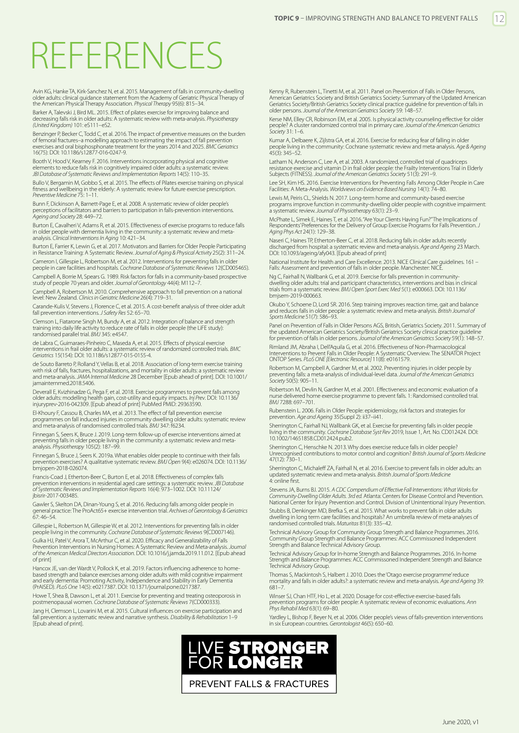# REFERENCES

Avin KG, Hanke TA, Kirk-Sanchez N, et al. 2015. Management of falls in community-dwelling older adults: clinical guidance statement from the Academy of Geriatric Physical Therapy of the American Physical Therapy Association. *Physical Therapy* 95(6): 815–34.

Barker A, Talevski J, Bird ML. 2015. Effect of pilates exercise for improving balance and decreasing falls risk in older adults: A systematic review with meta-analysis. *Physiotherapy (United Kingdom)* 101: eS111–eS2.

Benzinger P, Becker C, Todd C, et al. 2016. The impact of preventive measures on the burden of femoral fractures–a modelling approach to estimating the impact of fall prevention exercises and oral bisphosphonate treatment for the years 2014 and 2025. *BMC Geriatrics* 16(75): DOI: 10.1186/s12877-016-0247-9.

Booth V, Hood V, Kearney F. 2016. Interventions incorporating physical and cognitive elements to reduce falls risk in cognitively impaired older adults: a systematic review. *JBI Database of Systematic Reviews and Implementation Reports* 14(5): 110–35.

Bullo V, Bergamin M, Gobbo S, et al. 2015. The effects of Pilates exercise training on physical fitness and wellbeing in the elderly: A systematic review for future exercise prescription. *Preventive Medicine* 75: 1–11.

Bunn F, Dickinson A, Barnett-Page E, et al. 2008. A systematic review of older people's perceptions of facilitators and barriers to participation in falls-prevention interventions. *Ageing and Society* 28: 449–72.

Burton E, Cavalheri V, Adams R, et al. 2015. Effectiveness of exercise programs to reduce falls in older people with dementia living in the community: a systematic review and meta-analysis. *Clinical Interventions In Aging* 10: 421–34.

Burton E, Farrier K, Lewin G, et al. 2017. Motivators and Barriers for Older People Participating in Resistance Training: A Systematic Review. *Journal of Aging & Physical Activity* 25(2): 311–24.

Cameron I, Gillespie L, Robertson M, et al. 2012. Interventions for preventing falls in older people in care facilities and hospitals. *Cochrane Database of Systematic Reviews* 12(CD005465).

Campbell A, Borrie M, Spears G. 1989. Risk factors for falls in a community-based prospective study of people 70 years and older. *Journal of Gerontology* 44(4): M112–7.

Campbell A, Robertson M. 2010. Comprehensive approach to fall prevention on a national level: New Zealand. *Clinics in Geriatric Medicine* 26(4): 719–31.

Carande-Kulis V, Stevens J, Florence C, et al. 2015. A cost-benefit analysis of three older adult fall prevention interventions. *J Safety Res* 52: 65–70.

Clemson L, Fiatarone Singh M, Bundy A, et al. 2012. Integration of balance and strength training into daily life activity to reduce rate of falls in older people (the LiFE study): randomised parallel trial. *BMJ* 345: e4547.

de Labra C, Guimaraes-Pinheiro C, Maseda A, et al. 2015. Effects of physical exercise interventions in frail older adults: a systematic review of randomized controlled trials. *BMC Geriatrics* 15(154): DOI: 10.1186/s12877-015-0155-4.

de Souto Barreto P, Rolland Y, Vellas B, et al. 2018. Association of long-term exercise training with risk of falls, fractures, hospitalizations, and mortality in older adults: a systematic review and meta-analysis. *JAMA Internal Medicine* 28 December [Epub ahead of print]. DOI: 10.1001/jamainternmed.2018.5406.

Deverall E, Kvizhinadze G, Pega F, et al. 2018. Exercise programmes to prevent falls among older adults: modelling health gain, cost-utility and equity impacts. *Inj Prev*. DOI: 10.1136/injuryprev-2016-042309. [Epub ahead of print] PubMed PMID: 29363590.

El-Khoury F, Cassou B, Charles MA, et al. 2013. The effect of fall prevention exercise programmes on fall induced injuries in community dwelling older adults: systematic review and meta-analysis of randomised controlled trials. *BMJ* 347: f6234.

Finnegan S, Seers K, Bruce J. 2019. Long-term follow-up of exercise interventions aimed at preventing falls in older people living in the community: a systematic review and meta-analysis. *Physiotherapy* 105(2): 187–99.

Finnegan S, Bruce J, Seers K. 2019a. What enables older people to continue with their falls prevention exercises? A qualitative systematic review. *BMJ Open* 9(4): e026074. DOI: 10.1136/bmjopen-2018-026074.

Francis-Coad J, Etherton-Beer C, Burton E, et al. 2018. Effectiveness of complex falls prevention interventions in residential aged care settings: a systematic review. *JBI Database of Systematic Reviews and Implementation Reports* 16(4): 973–1002. DOI: 10.11124/jbisrir-2017-003485.

Gawler S, Skelton DA, Dinan-Young S, et al. 2016. Reducing falls among older people in general practice: The ProAct65+ exercise intervention trial. *Archives of Gerontology & Geriatrics* 67: 46–54.

Gillespie L, Robertson M, Gillespie W, et al. 2012. Interventions for preventing falls in older people living in the community. *Cochrane Database of Systematic Reviews* 9(CD007146).

Gulka HJ, Patel V, Arora T, McArthur C, et al. 2020. Efficacy and Generalizability of Falls Prevention Interventions in Nursing Homes: A Systematic Review and Meta-analysis. *Journal of the American Medical Directors Association*. DOI: 10.1016/j.jamda.2019.11.012. [Epub ahead of print]

Hancox JE, van der Wardt V, Pollock K, et al. 2019. Factors influencing adherence to home-based strength and balance exercises among older adults with mild cognitive impairment and early dementia: Promoting Activity, Independence and Stability in Early Dementia (PrAISED). *PLoS One* 14(5): e0217387. DOI: 10.1371/journal.pone.0217387.

Howe T, Shea B, Dawson L, et al. 2011. Exercise for preventing and treating osteoporosis in postmenopausal women. *Cochrane Database of Systematic Reviews* 7(CD000333).

Jang H, Clemson L, Lovarini M, et al. 2015. Cultural influences on exercise participation and fall prevention: a systematic review and narrative synthesis. *Disability & Rehabilitation* 1–9 [Epub ahead of print].

Kenny R, Rubenstein L, Tinetti M, et al. 2011. Panel on Prevention of Falls in Older Persons, American Geriatrics Society and British Geriatrics Society: Summary of the Updated American Geriatrics Society/British Geriatrics Society clinical practice guideline for prevention of falls in older persons. *Journal of the American Geriatrics Society* 59: 148–57.

Kerse NM, Elley CR, Robinson EM, et al. 2005. Is physical activity counseling effective for older people? A cluster randomized control trial in primary care. *Journal of the American Geriatrics Society* 31: 1–6.

Kumar A, Delbaere K, Zijlstra GA, et al. 2016. Exercise for reducing fear of falling in older people living in the community: Cochrane systematic review and meta-analysis. *Age & Ageing* 45(3): 345–52.

Latham N, Anderson C, Lee A, et al. 2003. A randomized, controlled trial of quadriceps resistance exercise and vitamin D in frail older people: the Frailty Interventions Trial in Elderly Subjects (FITNESS). *Journal of the American Geriatrics Society* 51(3): 291–9.

Lee SH, Kim HS. 2016. Exercise Interventions for Preventing Falls Among Older People in Care Facilities: A Meta-Analysis. *Worldviews on Evidence Based Nursing* 14(1): 74–80.

Lewis M, Peiris CL, Shields N. 2017. Long-term home and community-based exercise programs improve function in community-dwelling older people with cognitive impairment: a systematic review. *Journal of Physiotherapy* 63(1): 23–9.

McPhate L, Simek E, Haines T, et al. 2016. "Are Your Clients Having Fun?" The Implications of Respondents' Preferences for the Delivery of Group Exercise Programs for Falls Prevention. *J Aging Phys Act* 24(1): 129–38.

Naseri C, Haines TP, Etherton-Beer C, et al. 2018. Reducing falls in older adults recently discharged from hospital: a systematic review and meta-analysis. *Age and Ageing* 23 March. DOI: 10.1093/ageing/afy043. [Epub ahead of print]

National Institute for Health and Care Excellence. 2013. NICE Clinical Care guidelines. 161 – Falls: Assessment and prevention of falls in older people. Manchester: NICE.

Ng C, Fairhall N, Wallbank G, et al. 2019. Exercise for falls prevention in community-dwelling older adults: trial and participant characteristics, interventions and bias in clinical trials from a systematic review. *BMJ Open Sport Exerc Med* 5(1): e000663. DOI: 10.1136/bmjsem-2019-000663.

Okubo Y, Schoene D, Lord SR. 2016. Step training improves reaction time, gait and balance and reduces falls in older people: a systematic review and meta-analysis. *British Journal of Sports Medicine* 51(7): 586–93.

Panel on Prevention of Falls in Older Persons AGS, British, Geriatrics Society. 2011. Summary of the updated American Geriatrics Society/British Geriatrics Society clinical practice guideline for prevention of falls in older persons. *Journal of the American Geriatrics Society* 59(1): 148–57.

Rimland JM, Abraha I, Dell'Aquila G, et al. 2016. Effectiveness of Non-Pharmacological Interventions to Prevent Falls in Older People: A Systematic Overview. The SENATOR Project ONTOP Series. *PLoS ONE [Electronic Resource]* 11(8): e0161579.

Robertson M, Campbell A, Gardner M, et al. 2002. Preventing injuries in older people by preventing falls: a meta-analysis of individual-level data. *Journal of the American Geriatrics Society* 50(5): 905–11.

Robertson M, Devlin N, Gardner M, et al. 2001. Effectiveness and economic evaluation of a nurse delivered home exercise programme to prevent falls. 1: Randomised controlled trial. *BMJ* 7288: 697–701.

Rubenstein L. 2006. Falls in Older People: epidemiology, risk factors and strategies for prevention. *Age and Ageing* 35(Suppl 2): ii37–ii41.

Sherrington C, Fairhall NJ, Wallbank GK, et al. Exercise for preventing falls in older people living in the community. *Cochrane Database Syst Rev* 2019, Issue 1, Art. No. CD012424. DOI: 10.1002/14651858.CD012424.pub2.

Sherrington C, Henschke N. 2013. Why does exercise reduce falls in older people? Unrecognised contributions to motor control and cognition? *British Journal of Sports Medicine* 47(12): 730–1.

Sherrington C, Michaleff ZA, Fairhall N, et al. 2016. Exercise to prevent falls in older adults: an updated systematic review and meta-analysis. *British Journal of Sports Medicine* 4: online first.

Stevens JA, Burns BJ. 2015. *A CDC Compendium of Effective Fall Interventions: What Works for Community-Dwelling Older Adults. 3rd ed.* Atlanta: Centers for Disease Control and Prevention. National Center for Injury Prevention and Control. Division of Unintentional Injury Prevention.

Stubbs B, Denkinger MD, Brefka S, et al. 2015. What works to prevent falls in older adults dwelling in long term care facilities and hospitals? An umbrella review of meta-analyses of randomised controlled trials. *Maturitas* 81(3): 335–42.

Technical Advisory Group for Community Group Strength and Balance Programmes. 2016. Community Group Strength and Balance Programmes: ACC Commissioned Independent Strength and Balance Technical Advisory Group.

Technical Advisory Group for In-home Strength and Balance Programmes. 2016. In-home Strength and Balance Programmes: ACC Commissioned Independent Strength and Balance Technical Advisory Group.

Thomas S, Mackintosh S, Halbert J. 2010. Does the 'Otago exercise programme' reduce mortality and falls in older adults?: a systematic review and meta-analysis. *Age and Ageing* 39: 681–7.

Winser SJ, Chan HTF, Ho L, et al. 2020. Dosage for cost-effective exercise-based falls prevention programs for older people: A systematic review of economic evaluations. *Ann Phys Rehabil Med* 63(1): 69–80.

Yardley L, Bishop F, Beyer N, et al. 2006. Older people's views of falls-prevention interventions in six European countries. *Gerontologist* 46(5): 650–60.

LIVE **STRONGER** FOR **LONGER**

PREVENT FALLS & FRACTURES

June 2020, v1